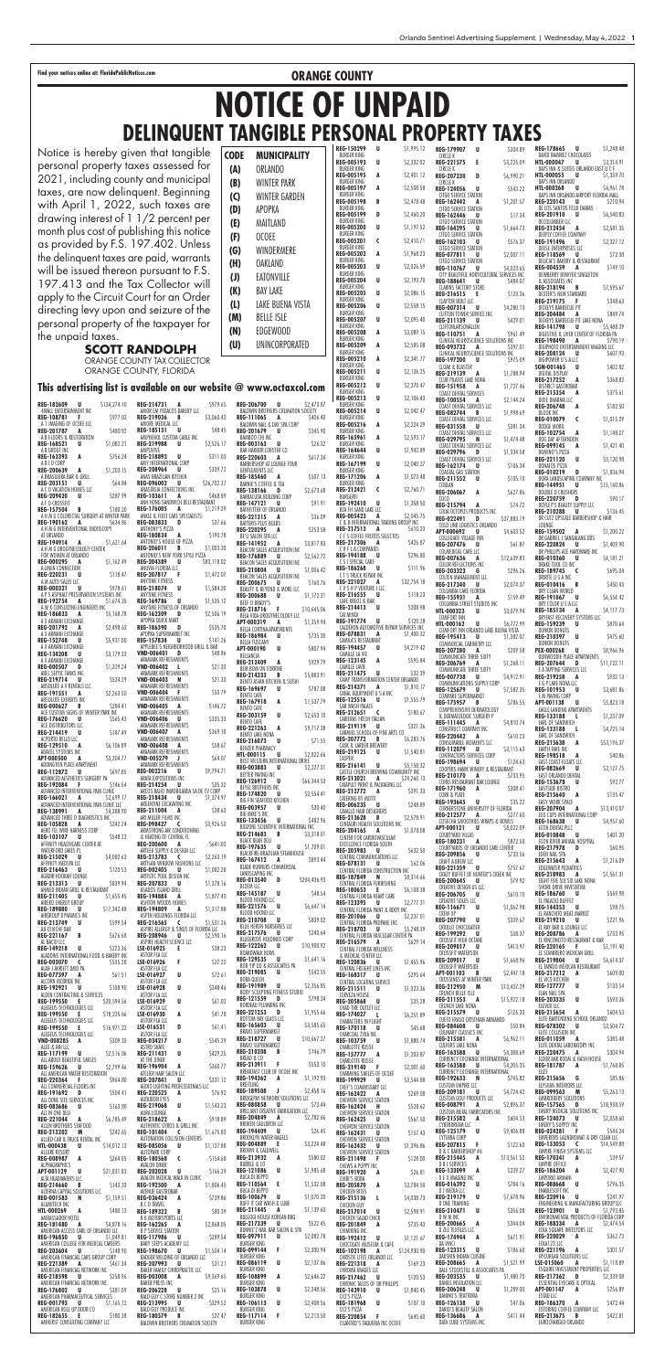# NOTICE OF UNPAID DELINQUENT TANGIBLE PERSONAL PROPERTY TAXES

## ORANGE COUNTY

Notice is hereby given that tangible personal property taxes assessed for 2021, including county and municipal taxes, are now delinquent. Beginning with April 1, 2022, such taxes are drawing interest of 1 1/2 percent per month plus cost of publishing this notice as provided by F.S. 197.402. Unless the delinquent taxes are paid, warrants will be issued thereon pursuant to F.S. 197.413 and the Tax Collector will apply to the Circuit Court for an Order directing levy upon and seizure of the personal property of the taxpayer for the unpaid taxes.

**SCOTT RANDOLPH**
ORANGE COUNTY TAX COLLECTOR
ORANGE COUNTY, FLORIDA

| CODE | MUNICIPALITY |
|---|---|
| (A) | ORLANDO |
| (B) | WINTER PARK |
| (C) | WINTER GARDEN |
| (D) | APOPKA |
| (E) | MAITLAND |
| (F) | OCOEE |
| (G) | WINDERMERE |
| (H) | OAKLAND |
| (J) | EATONVILLE |
| (K) | BAY LAKE |
| (L) | LAKE BUENA VISTA |
| (M) | BELLE ISLE |
| (N) | EDGEWOOD |
| (U) | UNINCORPORATED |

**This advertising list is available on our website @ www.octaxcol.com**

REG-182609 U $134,274.10 4WALL ENTERTAINMENT INC
REG-108787 U $977.02 A 1 UNKNOWN OF OCOEE LLC
REG-201787 U $480.92 A B FLOORS & RESTORATION
REG-163761 U $1,082.21 A B GROUT INC
REG-163393 A $756.24 A B I O CORP
REG-209639 A $1,203.15 A BRASILEIRA BAR & GRILL
REG-203131 U $64.84 A C ON-LINE
REG-209430 U $287.99 A C TRUCK LINES INC
REG-157508 U $180.20 A F O CROSSFIT
REG-194914 A $1,651.64 A H & G COLORECTAL SURGERY AT WINTER PARK
REG-194912 A $434.86 A H & G ORTHOPEDIC HAND SURGERY
REG-194918 A $1,162.49 A H & G INTERVENTIONAL ENDOSCOPY AT ORLANDO
REG-000695 A $1,162.49 A H & G UNITED SURGICAL
REG-208123 U $118.47 A H & G ORTHOPEDIC SURGERY
REG-000321 U $978.61 A H DOMESTIC DIAGNOSTIC
REG-193734 A $1,674.35 A H STREET ENGINEERS INC
REG-186833 A $5,168.78 A P ENGINEERING PRESENTATION SYSTEMS INC
REG-201792 A $2,498.63 A P PAINTING
REG-152748 U $5,931.00 A P & ASSOCIATES
REG-134208 U $3,179.32 A Q SURGERY LLC
REG-000507 D $1,329.24 A & A CURES
REG-219714 U $524.29 A & A STAR TRAVEL AGENCY
REG-191551 A $2,263.50 A & A RANGE ROVER
REG-000627 E $204.41 A & B LANDSCAPING
REG-176620 U $565.43 A & C CUSTOM SIGNS OF WINTER PARK INC
REG-214419 U $187.49 A & C DISTRIBUTORS LLC
REG-129510 A $6,106.09 A & C INVESTMENTS LLC
APT-000500 A $3,204.77 A & D AUTO REPAIR LLC
REG-112872 U $497.85 A & D FLOORING AND TILE
REG-192084 F $146.54 A & E DEVELOPMENT
REG-166021 A $2,699.17 A & E EXPRESS PHARMACY
REG-138991 U $3,388.93 A & F DESIGN STUDIO INC
REG-105828 A $342.24 A & G BUSINESS SERVICES CORP
REG-103107 U $548.22 A & J ALUMINUM LLC
REG-219650 A $4,082.63 A & J EYELASH EXTENSIONS
REG-216463 U $120.53 A & K BOTANIC GARDENS LLC
REG-213313 A $829.94 A & K HOME & COMMERCIAL PAINTING
REG-211405 U $1,655.45 A & L AUTO SALES CORP
REG-189880 U $17,342.48 A & M AIR CONDITIONING & HEATING
REG-213749 U $599.54 A & M AIR CONDITIONING
REG-221167 B $676.68 A & M BUILDERS
REG-149218 U $223.36 A & M COMMUNITY SERVICES INC
REG-000207 M $535.28 A & M CONSTRUCTION GROUP INC
REG-077597 A $61.51 A & M DEVELOPMENT GROUP INC
REG-192921 U $108.10 A & M PAINTING & CONSTRUCTION LLC
REG-199550 E $20,594.56 A & N BUSINESS SERVICES LLC
REG-199558 E $18,225.66 A & N COLLISION CENTER
REG-199550 E $16,971.22 A & N COLLISION CENTER
VND-000285 A $309.38 A & N MANAGEMENT SERVICES LLC
REG-117199 U $2,516.06 A & O ENTERPRISES INC
REG-159626 U $2,799.46 A & O TOWING SERVICES
REG-220364 F $964.80 A & P AUTO REPAIR
REG-191692 D $504.41 A & P DESIGN INC
REG-083686 U $163.90 A & R CONSTRUCTION LLC
REG-221044 A $6,785.49 A & S GROUP
REG-213202 M $242.65 A & S HOME SERVICES LLC
HTL-000438 U $14,012.12 A ALLIED TRUCK LINES
REG-108987 U $120.48 A ALLIED TRUCKING LLC
APT-001129 U $21,831.83 A ALLSTAR PHYSICAL THERAPY
REG-214668 B $163.33 A AMERICAN PAINTING SERVICES LLC
REG-001583 N $1,159.51 A AMERICAN EXPRESS INC
HTL-000269 A $491.18 AA LOGISTICS INC
REG-181490 A $4,878.16 AAA DIRECT MEDICAL AND PHYSICAL THERAPY CENTER
REG-196850 U $1,249.01 AAA MEDICAL INC
REG-203604 U $148.91 AAA PRESTIGIOUS CLEANING INC
REG-221385 A $461.34 AAA QUALITY CONTRACTORS INC
REG-218598 U $358.96 AAA REALTY LLC
REG-176032 U $981.09 ABC BEAUTY SALON OF ORLANDO INC
REG-001795 U $1,165.12 ACC AIR CONDITIONING & HEATING
REG-182655 E $47.20 ACE CONSTRUCTION GROUP LLC

REG-214731 A $979.65 AMEN OKEY ACCOUNTING CORP
REG-185131 A $48.45 AMERICAN CIRCLE INC
REG-218988 U $2,526.17 AMPHENOL CUSTOM CABLE INC
REG-218893 A $311.00 AMPSHIVE
REG-208964 U $329.72 AMY INTERNATIONAL CORP
REG-096002 U $26,702.27 ANA BRAZILIAN KITCHEN
REG-101341 A $468.89 ANASTASIS CONFECTIONS INC
REG-176005 A $1,219.29 ANH HONG SANDWICH DELI RESTAURANT
REG-083833 D $37.66 ANKLE & FOOT CARE SPECIALISTS
REG-180834 A $190.78 ANTHONY'S PIZZA
REG-206011 B $1,003.20 ANTHONY'S NEW YORK STYLE PIZZA
REG-204389 U $83,118.02 ANTHONY'S PIZZA WINTER PARK
REG-207817 F $1,472.07 ANYTIME FITNESS
REG-218074 U $1,584.20 ANYTIME FITNESS
REG-169786 U $1,535.12 ANYTIME FITNESS
REG-162309 D $2,506.19 ANYTIME FITNESS OF ORANGE COUNTY
REG-186390 U $535.70 APOPKA QUICK MART
REG-157834 U $141.26 APOPKA'S SUPERMARKET INC
VND-006401 U $48.86 APPLEBEE'S NEIGHBORHOOD GRILL & BAR
VND-006402 E $21.33 ARAMARK
VND-006403 M $21.33 ARAMARK REFRESHMENTS
VND-006404 F $50.79 ARAMARK REFRESHMENTS
VND-006405 A $146.72 ARAMARK REFRESHMENTS
VND-006406 U $335.33 ARAMARK REFRESHMENTS
VND-006407 A $369.10 ARAMARK REFRESHMENTS
VND-006408 A $58.67 ARAMARK REFRESHMENTS
VND-005279 J $64.07 ARAMARK REFRESHMENTS
REG-002216 U $9,794.71 ARAMARK REFRESHMENTS
REG-214254 U $35.32 ARBOR ENTERTAINMENT
REG-218434 U $1,374.97 ARCADIAN CO
REG-211004 A $38.63 ARCOS BANCO INMOBILIARIA SA DE CV CORP
REG-098427 U $2,926.53 ARGENTINE EXCHANGE INC
REG-206600 U $641.02 ARI MILLER FILMS INC
REG-172825 U $2,263.19 ARMSTRONG AIR CONDITIONING & HEATING OF CENTRAL FL
REG-002405 A $1,082.23 ARROW SUPPLY & DESIGN LLC
REG-187102 A $1,379.16 ARTISAN WINDOW FASHIONS LLC
REG-196809 A $1,075.45 ARTISTIC POOL DESIGN INC
REG-198809 A $1,317.88 ASHTON WOODS HOMES
REG-216565 C $1,520.26 ASPEN HOLDINGS FLORIDA LLC
REG-208946 U $2,590.16 ASPEN ALLERGY & SINUS OF FLORIDA LLC
LSE-016925 E $38.23 ASPIRE HEALTH SERVICE CO
LSE-016926 E $27.22 ASSURANCE PARTNERS INC
LSE-016927 E $72.61 ASTOR FLA LLC
LSE-016928 U $348.46 ASTOR FLA LLC
LSE-016929 E $61.02 ASTOR FLA LLC
LSE-016930 U $41.78 ASTOR FLA LLC
REG-016531 A $61.41 ASTRO SALES OF CENTRAL FLORIDA
REG-034217 U $545.29 AT&T
REG-211431 A $429.25 ATELIER HAIR SALON LLC
REG-196904 A $260.77 ATI SUPPLY
REG-207841 U $331.12 ATLANTIC COAST LIGHTING PROFESSIONALS LLC
REG-220525 A $76.92 AUBURNDALE FAMILY DENTISTRY
REG-219068 U $1,543.03 AUDIO LOUNGE
REG-218622 A $918.89 AUTHENTIC GYROS & GRILL INC
REG-101406 U $1,475.83 AUTOMATION COLLISION CENTERS
REG-083056 U $1,127.88 AUTOWAY LLC
REG-180568 U $154.68 AVALON CLEANING
REG-106239 U $146.29 AVALON MEDICAL WALK IN CLINIC
REG-192500 A $1,806.45 AVIVA HEALTH SERVICES INC
REG-036424 A $739.86 AVIVALE GASTROBAR
REG-130919 A $93.13 AZAHAR DENTAL
REG-139822 A $83.00 B & B CUSTOM MIRRORS & GLASS
REG-162265 A $2,868.05 B & C MOTORSPORTS LLC
REG-217986 U $289.64 B & K HOME IMPROVEMENTS INC
REG-198670 U $1,504.14 BABY STEPS ACADEMY LLC
REG-207993 U $351.21 BADGER WELDING OF ORLANDO LLC
REG-203808 U $9,369.65 BAKER FAMILY CHIROPRACTIC LLC
REG-186398 U $28.35 BAKER FIBRE PRODUCTS
REG-206615 U $276.23 BAKER PRESS INC
REG-206613 U $2,408.56 BALD GUY'S STORE NUMBER 2 INC
REG-214750 U $27.67 BALD GUY'S PRODUCE INC
REG-203513 A $329.52 BALDWIN BROTHERS CREMATION SOCIETY

REG-206700 U $2,473.87 BALDWIN BROTHERS CREMATION SOCIETY
REG-111065 A $456.40 BALDWIN NAIL & DAY SPA CORP
REG-201679 A $345.90 BAMBOO CHI INC
REG-003163 A $26.32 BAR HARBOR LOBSTER CO
REG-203603 A $617.34 BARBERSHOP AT LOUNGE FOUR GENTLEMENTS LLC
REG-185460 A $507.13 BARNIE'S COFFEE & TEA
REG-138146 D $2,673.68 BARRACUDA BUILDING CORP
REG-147121 U $91.91 BARRISTER GLASS LLC
REG-221315 A $36.09 BATTERIES PLUS BULBS
REG-220295 A $253.58 BATTERIES PLUS BULBS
REG-176889 U $2,562.72 BEACON SALES ACQUISITION INC
REG-210804 U $1,006.42 BEACON SALES ACQUISITION INC
REG-206675 U $160.76 BEAUTY & BEYOND & MORE LLC
REG-208688 A $1,172.31 BEEF O BRADY'S
REG-218716 F $10,645.06 BEEF O BRADY'S
APT-000319 U $1,359.94 BELLA VIDA ORTHODONTICS LLC
REG-186984 A $735.30 BELLA CORTINA APARTMENTS
REG-154947 U $807.78 BELLA TUSCANY
APT-000190 A $807.78 BELLA VISTA APARTMENTS
REG-212409 A $929.79 BELLEZA CAFE
REG-214233 A $5,883.91 BELLA PLAZA
REG-169697 A $787.08 BENIHANA
REG-167914 U $1,537.79 BENTO CAFE
REG-003159 A $2,653.10 BENTO CAFE
REG-221263 A $2,710.32 BENTO CAFE ARVIDA
REG-216073 U $71.55 BENTO LAKE NONA
REG-000115 A $2,822.66 BENZER PHARMACY
REG-003083 U $2,227.31 BERTHA DOCKS AND BUILDING SUPPLY
REG-216912 U $46,344.53 BEST WESTERN INTERNATIONAL DRIVE
REG-174820 U $3,554.41 BETTER PAVING INC
REG-003957 U $30.40 BEYEL BROTHERS INC
REG-133456 A $402.96 BIG BAN'S VAPE
REG-214683 B $3,318.01 BIG BOYS FIRE INC
REG-195635 U $1,709.01 BIGGS SCIENTIFIC INTERNATIONAL INC
REG-167412 A $893.44 BLACK BEAR SELL
REG-013540 A $204,436.93 BLACK BEAR SELL
REG-145187 U $48.54 BLADE RUNNERS COMMERCIAL LANDSCAPING INC
REG-221578 U $6,647.14 BLOOD HOUND LLC
REG-210708 U $839.02 BLOOD HOUND LLC
REG-217576 U $240.64 BLUE HERON NURSERIES LLC
REG-122262 U $10,900.92 BLUEGROVE HOLDINGS CORP
REG-129535 A $1,641.16 BOARDWALK BOWL
REG-219085 U $542.55 BOB YIP DDS & ASSOCIATES PA
REG-191989 U $2,356.85 BOBA QUEEN
REG-121559 U $798.34 BODY SCULPTING FITNESS STUDIO
REG-221253 U $1,955.66 BOOKLEAF PLANNING CORP
REG-165603 U $3,585.65 BOTTOM LINE SALES LLC
REG-218737 U $10,667.37 BOUNCE HOUSE
REG-210208 B $146.79 BRAVO SUPERMARKET
REG-213911 F $553.10 BRAZILIAN AUTOMOTIVE SERVICE
REG-219362 A $1,392.13 BRENDA'S FRIED CHICKEN
REG-189508 U $2,458.16 BRIGHT CAR WASH
REG-088058 U $743.24 BRIGHTWORK NETWORK SOLUTIONS LLC
REG-204849 A $2,782.66 BRIGHT SOLUTIONS PLUS INC
REG-194409 U $26.45 BRIGHTSIDE SOLUTIONS
REG-211445 A $1,139.60 BRITISH COLUMBIA COFFEE INC
REG-004889 U $3,224.48 BROWN & CALDWELL
REG-213932 A $580.02 BUBBLE BEAUTY SALON AND SPA LLC
REG-121086 U $1,985.68 BUBBLE X CO
REG-110564 A $2,325.66 BUCA DI BEPPO
REG-016679 U $617.20 BUCA DI BEPPO
REG-096767 U $1,070.20 BUFF CITY SOAP
REG-211445 A $1,139.60 BUFF IT CAR WASH & SALES
REG-213942 A $529.03 BUGGSIE HOUSE KOREAN BBQ
REG-097911 U $2,032.39 BUNNY'S MARKET
REG-219054 A $2,300.94 BURGER KING
REG-100316 U $6,117.20 BURGER KING
REG-117014 U $2,213.50 BURGER KING

REG-150209 U $1,995.12 BURGER KING
REG-005193 U $2,332.02 BURGER KING
REG-005195 A $2,401.12 BURGER KING
REG-005196 A $2,508.58 BURGER KING
REG-005198 B $2,478.48 BURGER KING
REG-005199 U $2,460.20 BURGER KING
REG-005200 U $1,192.52 BURGER KING
REG-005201 C $2,410.71 BURGER KING
REG-005202 U $1,968.23 BURGER KING
REG-005203 A $2,026.59 BURGER KING
REG-005204 U $2,193.70 BURGER KING
REG-005205 U $2,086.15 BURGER KING
REG-005206 U $2,558.15 BURGER KING
REG-005207 U $2,095.40 BURGER KING
REG-005208 A $3,089.15 BURGER KING
REG-005209 A $2,585.08 BURGER KING
REG-005210 A $2,341.77 BURGER KING
REG-005211 U $2,136.25 BURGER KING
REG-005212 U $2,370.47 BURGER KING
REG-005213 U $2,106.40 BURGER KING
REG-005214 U $2,042.47 BURGER KING
REG-005216 A $2,224.29 BURGER KING
REG-165961 A $2,593.17 BURGER KING
REG-005217 U $2,216.36 BURGER KING
REG-164644 U $1,942.89 BURGER KING
REG-167199 U $2,040.27 BURGER KING
REG-171206 A $1,073.48 BURGER KING
REG-212421 C $2,760.71 BURGER KING
REG-192410 U $1,358.50 BURGERFI
REG-005423 A $2,045.75 BURT THE SAND LAKE LLC
REG-217513 A $610.23 C & B INTERNATIONAL TRADING GROUP INC
REG-217306 A $426.87 C & S COFFEE ROASTERS SOLECTRIS
REG-191128 U $295.80 C & F LA COMPANIES
REG-186268 U $111.96 C L SPECIAL CAFE
REG-221022 A $32,754.18 C O S SOLAR LLC
REG-216555 U $118.20 C P & FIT VENTURES I LLC
REG-214413 U $208.98 C S A SERVICES
REG-191774 U $120.28 C S K INC
REG-078831 A $1,400.32 CACTUS CAR AUTOMOTIVE REPAIR SERVICES INC
REG-194657 U $4,219.42 CAFFE BELLA
REG-123142 U $907.94 CAMILLE LA FEE
REG-211475 A $595.04 CAMILLE LAVIE
REG-214371 A $32.39 CAMPS TRANSFORMATION CENTER ORLANDO
REG-125516 A $1,810.17 CANAL EQUIPMENT & SALES INC
REG-212651 A $1,555.79 CAR WASH PALACE
REG-219119 U $180.67 CARIBBEAN FRESH ITALIAN
REG-207772 A $321.36 CARMEL SCHOOL OF FINE ARTS CO
REG-216141 A $5,283.76 CASH & CARRY BREWERY
REG-219125 U $1,540.01 CASPER
REG-213071 A $5,150.32 CASTLE CHURCH BREWING COMMUNITY INC
REG-212779 U $24,260.13 CATAPULT PRINT & PACKAGING LLC
REG-006235 U $391.33 CATERING BY HUTSON
REG-213628 B $248.09 CAVALLO MEDICAL
REG-204165 U $2,578.91 CAVALLOUS HEALTH SOLUTIONS INC
REG-205983 U $1,078.08 CENTER FOR CARDIOVASCULAR EXCELLENCE FLORIDA SOUTH
REG-078130 U $632.56 CENTRAL COMMUNICATIONS LLC
REG-187849 A $62.06 CENTRAL FLORIDA CONSTRUCTION INC
REG-180653 A $8,314.66 CENTRAL FLORIDA FURNISHING
REG-123395 A $6,108.38 CENTRAL FLORIDA HEART CARE
REG-201066 U $2,277.31 CENTRAL FLORIDA PAINT & BODY INC
REG-218703 A $2,237.01 CENTRAL FLORIDA PROPANE INC
REG-216579 A $5,248.39 CENTRAL FLORIDA VASCULAR CENTER PA
REG-120836 U $629.14 CENTRAL FLORIDA WELLNESS & MEDICAL CENTER LLC
REG-168317 U $1,455.96 CENTRAL ORGANIZATIONS LLC
REG-211511 U $295.64 CENTRAL SOURCING CENTER
REG-205868 A $1,023.36 CENVECA NEGOS
REG-174027 A $32.36 CHAD THE CUTTER LLC
REG-170118 A $6,251.89 CHARACTERS IN LEAF
REG-103750 A $45.68 CHARCOAL PHIL INC
REG-157777 A $1,880.74 CHARLOTTE BOOGIE
REG-219140 A $1,203.87 CHARLOTTE RUSSE
REG-199919 U $2,001.60 CHARTWELL ENTERPRISES INC
REG-162422 A $2,544.08 CHECKMATE MULTI LLC
REG-162428 U $269.08 CHEF'S CONNECTION LLC
REG-162425 U $250.62 CHEVRON SERVICE STATION
REG-162431 A $567.50 CHEVRON SERVICE STATION
REG-212466 A $157.41 CHEVRON SERVICE STATION
REG-162430 U $1,396.86 CHEVRON SERVICE STATION
REG-211434 U $1,559.28 CHEVRON SERVICE STATION
REG-205870 A $3,784.38 CHEWS & PUPPY INC
REG-215136 U $4,038.73 CHICAGO FIRE
REG-212014 U $1,179.89 CHICKEN BITES
REG-102198 U $124,990.98 CHICKEN SALAD CHICK
REG-221338 A $169.23 CHICKEN SALAD CHICK
REG-217462 A $200.54 CHOCOLATE ILLUSIONS & CAFE
REG-143914 A $1,341.46 CHOPPED CAFE
REG-220654 U $645.40 CHRISTIAN MINISTRIES INTERNATIONAL
CHRONIC THERAPY CENTER INC
CIAO ITALIA
CITY PIZZA & SUBS
CLEANTECH'S TAQUERIA INC OCOEE

REG-179907 U $304.89 CIRCLE K
REG-221575 E $3,225.09 CIRCLE K
REG-207230 D $6,990.21 CIRCLE K
REG-124056 U $543.22 CITGO SERVICE STATION
REG-162442 A $1,201.57 CITGO SERVICE STATION
REG-162446 U $17.34 CITGO SERVICE STATION
REG-164295 U $1,664.73 CITGO SERVICE STATION
REG-162103 U $576.37 CITGO SERVICE STATION
REG-077811 U $2,007.11 CITGO SERVICE STATION
REG-110767 U $4,023.65 CITY BEAUTIFUL HORTICULTURAL SERVICES INC
REG-188641 U $484.07 CLAIMS FACTORY STORE
REG-216515 E $123.26 CLAYTON BUILT LLC
REG-002714 U $4,280.13 CLAYTON TOWER SERVICE INC
REG-211139 U $429.01 CLIFTONLARSONALLEN LLP
REG-110751 A $961.49 CLINICAL NEUROSCIENCE SOLUTIONS INC
REG-093732 A $397.01 CLINICAL NEUROSCIENCE SOLUTIONS INC
REG-197200 U $975.09 CLOAK & DAGGER
REG-219139 A $1,788.94 CLUB PILATES LAKE NONA
REG-151958 A $1,127.46 COAST DENTAL SERVICES
REG-100554 A $2,144.24 COAST DENTAL SERVICES LLC
REG-082764 U $1,998.69 COAST DENTAL SERVICES LLC
REG-031558 U $381.34 COAST DENTAL SERVICES LLC
REG-029795 N $1,474.48 COAST DENTAL SERVICES LLC
REG-029796 D $1,334.58 COAST DENTAL SERVICES LLC
REG-162174 U $136.24 COASTAL GAS STATION
REG-211152 U $105.10 COBRA
REG-206067 A $627.86 COCA COLA
REG-215794 A $74.72 COIN OPERATED LAUNDRY
REG-022491 D $37,883.19 COLE NATIONAL LOGISTICS INC
APT-000699 A $4,633.52 COLLEGIATE VILLAGE INN
REG-021634 U $61.87 COLLEGIATE WAY LLC
REG-001656 A $12,639.83 COLONIAL VAN LINES INC
REG-030233 U $296.26 COLONY REFLECTIONS INC
REG-137346 U $2,074.37 COLUMBIA CARE FLORIDA
REG-155931 A $159.49 COLUMBIA STREET STUDIOS INC
REG-001023 A $3,079.94 COMFORT INN
REG-001062 A $6,772.99 COMFORT INN
REG-153198 U $209.58 COMFORT INN ORLANDO LAKE BUENA VISTA
REG-200968 U $1,268.11 COMMERCIAL CARPENTRY LLC
REG-000758 A $4,912.91 COMMUNICATIONS THREE SIXTY
REG-219757 U $7,582.35 COMMUNICATIONS THREE SIXTY
REG-111445 A $786.55 COMMUNICATIONS SUPPLY CORP
REG-220442 A $4,810.74 COMPASS SURVEYS
REG-112079 A $610.23 COMPREHENSIVE DERMATOLOGY
REG-198494 U $3,115.63 CONCIERGE SURGERY P A
REG-201070 A $124.63 CONCIERGE SURGERY P A
REG-217960 U $733.95 CONCORD PARTNERS INC
REG-159445 A $308.41 CONTRACTORS SERVICES CORP
REG-217278 U $35.25 COOPERS HAWK WINERY & RESTAURANT
APT-001121 A $278.40 COPPERS HAWK WINERY & RESTAURANT
REG-011760 A $872.50 CORNERSTONE CARE
REG-102209 A $872.50 CORNERSTONE UNIVERSITY OF FLORIDA
REG-122005 A $2,130.56 CORPORATE OFFICE CARE CENTER
REG-209072 A $1,668.96 COSMIC MAGIC
REG-207104 A $2,447.18 COUNTRY STYLE BUFFET
REG-213725 A $6,572.69 COURTYARD VILLAS
REG-212958 A $13,437.29 COURTYARD VILLAS
REG-211553 A $15,922.18 COVE AT WINTER PARK
REG-215579 A $126.33 COX CHEVROLET
REG-084604 U $50.84 COZUMEL BAR & GRILL
REG-215581 A $6,862.11 CR3 SPORTS LLC
REG-165588 U $4,388.69 CRAFTED BURGER & BAR
REG-165588 U $4,205.35 CRAFT FLOWER LLC
REG-192633 A $745.82 CRAFTY ALDI'S
REG-209181 U $4,724.42 CREATIVE BEADS LLC
REG-199392 U $2,986.93 CREATIVE MEDIA TECHNOLOGIES INC
REG-002961 U $1,071.31 CREATIVE SPORTS ARENA
REG-214558 U $604.53 CREATIVE STONE CONCEPTS INC
REG-207811 F $122.60 CRESCENT VILLAGE DENTAL
REG-014445 U $13,361.52 CREST BURGERS
REG-133099 A $239.22 CREW INC
REG-214911 U $12.94 CROSSROADS ACADEMY
REG-219917 U $7,678.96 CROSSROADS ACADEMY
REG-200055 A $344.04 CRUISE PLANNERS
REG-183758 A $125.29 CRYSTAL POND
REG-210458 A $1,480.78 CUISINE
REG-213333 A $4,289.47 CULTURED GEMS
REG-102210 A $1,480.78 CUTTING EDGE LAWN CARE
REG-218656 U $4,388.69 D & F CUSTOM CABINETS
REG-193762 A $1,210.34 D & J REMODELING
REG-020000 A $1,210.34 D & M TILE
REG-164898 A $1,210.34 DAHLE CONSTRUCTION LLC

REG-178665 U $1,248.48 DAHL HOLDINGS INC
HTL-000947 U $3,314.91 DAN'S INK & WATERS INC
HTL-000055 A $1,359.70 DAN'S INK IN ORLANDO INC
HTL-000268 A $4,961.78 DANCE ELITE INC
REG-220143 A $210.94 DATA WARS INC
REG-201910 U $4,540.83 DEBBIE'S CAFE
REG-212454 A $2,581.35 DEEP LEVEL CORP
REG-191496 A $2,227.12 DEERFIELD COMPANY LLC
REG-118569 U $72.38 DELI DELIGHT
REG-004559 U $149.10 DELI-STYLE BAKERY & RESTAURANT
REG-218194 B $7,595.67 DELUXE'S BOUTIQUE
REG-219175 F $348.63 DENTAL PROFESSIONALS INC
REG-204884 A $849.74 DENTAL STUDIO OF ORLANDO
REG-141798 U $5,488.39 DENTISTRY BY DR LEE
REG-198490 U $1,790.19 DESSERTS & BAKED GOODS LLC
REG-208124 U $627.93 DEVON CARE INC
SGN-001465 U $402.82 DEXTER BAKERY
REG-217252 A $368.82 DIGITAL DISTRICT GASTROBAR
REG-215354 A $375.61 DISTRICT GASTROBAR
REG-206748 A $182.50 DIXIE DHARMA LLC
REG-001079 C $1,015.29 DOCK INC
REG-102754 A $1,148.27 DOG DAY AFTERNOON INC
REG-099145 A $1,421.40 DOMINO'S PIZZA
REG-221120 U $3,120.98 DOMINO'S PIZZA
REG-010259 U $1,058.91 DONUTS POSSE
REG-144951 U $15,160.86 DORA LANDSCAPING COMPANY INC
REG-220759 D $90.17 DOUBLE D CRUSHERS
REG-210208 U $136.45 DOYLEY'S BEAUTY SUPPLY LLC
REG-159502 A $1,200.22 DR CUTZ UPSCALE BARBERSHOP & HAIR LOUNGE
REG-220824 A $1,409.90 DR GABRIEL L SANGALANG DDS
REG-210360 U $4,381.21 DR PHILLIPS ACE HARDWARE INC
REG-189745 C $695.04 DRAKE TOOL CO INC
REG-010416 U $450.43 DRIVER U S A INC
REG-191067 U $6,554.42 DRY CLEAN WORLD
REG-185134 A $4,117.73 DRY COLOR U S A LLC
REG-159239 U $870.64 DRYVEST RECOVERY SYSTEMS LLC
PCX-000454 U $8,966.96 DUNKIN DONUTS
REG-205564 U $11,722.11 DUNKIN DONUTS
REG-219258 U $932.13 DUNWOODIE PLACE APARTMENTS
REG-101953 U $3,681.86 E A TAPPING SERVICES LLC
APT-001138 U $5,823.18 E G P LAKE NONA LLC
REG-133180 U $1,237.09 E M MOVING CORP
REG-108586 U $4,725.14 EAGLE LANDING APARTMENTS
REG-204324 A $53,196.37 EARL OF SANDWICH
REG-198518 U $40.86 EARL OF SANDWICH
REG-026669 U $2,127.75 EARTH FARE INC
REG-153678 U $92.77 EAST COAST FLOATS LLC
REG-207904 A $13,410.07 EAST ORLANDO DENTAL
REG-168638 U $4,957.60 EASTSIDE BISTRO
REG-010048 U $401.20 EASY WORK SPACE
REG-215642 A $1,216.09 ECO LIFE'S INTERNATIONAL CORP
REG-211983 A $1,561.31 ECON CORPORATE SERVICES LLC
REG-186760 U $569.98 ECON VETERINARY HOSPITAL
REG-210174 U $221.96 ECOSMART AIR & PLUMBING INC
REG-208986 A $733.95 EDEN VEGGIE CAFE
REG-219806 A $6,414.37 EL AGAVE MEXICAN RESTAURANT
REG-127777 U $133.54 EL GALLO DE ORO
REG-203335 U $593.36 EL MADRID MEXICAN GRILL
REG-215654 A $604.53 EL PALACIO BUFFET
REG-078042 U $2,504.72 EL RANCHITO MEAT MARKET
REG-011059 A $385.48 EL RANCHITO MEAT MARKET
REG-220475 A $304.94 EL TACO LOCO
REG-181787 A $1,768.85 EL TAQUITO
REG-099563 U $5,263.13 ELEGANCE BRIDAL & FORMAL WEAR
REG-167565 A $18,938.19 ELEGANCE NAIL SPA
REG-124073 A $2,058.60 ELEVATE SALON & SPA
REG-189746 A $741.64 ELITE MEDICAL CORP
REG-204723 A $41.68 ELITE PLUMBING LLC
REG-139901 A $122.90 EMBASSY SUITES
REG-183758 A $125.29 EMPIRE VAPE LLC
REG-210458 A $1,480.78 ENGLISH LEARNING CENTER
REG-102210 A $1,480.78 ENVIRONMENTAL PRODUCTS OF FLORIDA CORP
REG-160233 A $2,056.59 ENVIRONMENTAL INSTALLATION SERVICES INC
REG-221177 U $12,929.10 EQUIPMENT SOLUTIONS
REG-133053 A $14,549.88 ESSENTIAL ELEMENTS SALON
REG-193762 A $1,210.34 ESTHETIC CENTER CORP
REG-100348 U $1,114.29 EUROCHARGED ORLANDO
REG-121135 A $20,960.78 EUROPEAN AUTOHAUS
REG-218046 U $7,299.15 EUROTECH IMPORTS LLC
REG-186370 A $472.44 EVERGLADES CONSTRUCTION LLC
REG-213675 A $422.81 EVERLASTING CARPET CLEANING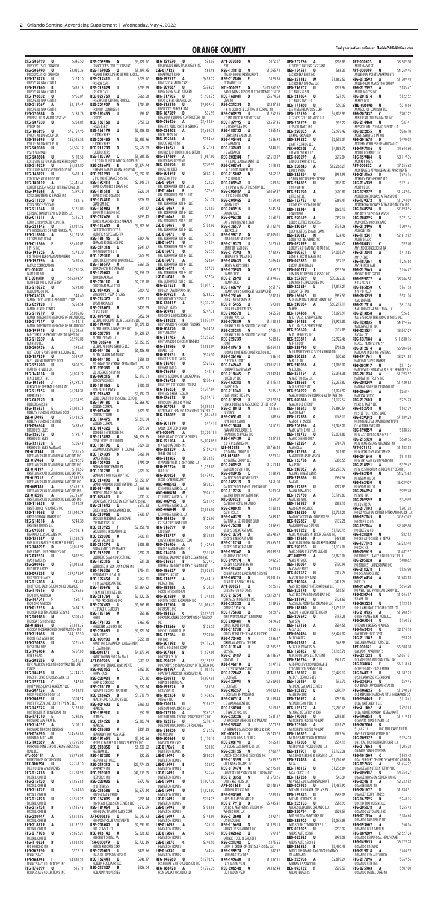# ORANGE COUNTY

Find your notices online at: FloridaPublicNotices.com

REG-206790 U $346.50 ELROCKYCLES OF ORLANDO
REG-206790 U $2,080.36 ELROCKYCLES OF ORLANDO
REG-175475 U $174.10 EUROPEAN WAX CENTER
REG-192160 B $462.16 EUROPEAN WAX CENTER
REG-198632 U $966.87 EUROPEAN WAX CENTER
REG-215067 A $2,187.47 EUROPEAN WAX CENTER
REG-220884 U $133.73 EVEREST FL IT & WATER SYSTEMS
REG-207930 U $268.00 EVERY NAIL
REG-186195 U $76,159.98 EVOLVE MEDIA GROUP LLC
REG-186195 U $35,525.58 EVOLVE MEDIA GROUP LLC
REG-200008 U $1,506.19 EXALT PAINTBALL
REG-208804 U $120.53 EXCLUSIVE AUTO COLLISION REPAIR CORP
REG-219229 U $1,508.00 EXCLUSIVE LANDSCAPING GROUP INC
REG-168729 U $628.14 EXECUTIVE AUTO BODY LLC
REG-180419 A $6,441.61 EXHIBIT DESIGN GROUP INTERNATIONAL LLC
REG-194264 U $399.78 EXTRA SHUTTERS & SHADES INC
REG-211620 U $33.16 EXTRA SPACE STORAGE
REG-211344 U $171.88 EXTREME FAMILY EXPO & EVENTS LLC
REG-011611 A $215.74 EXXON CORPORATE CLINIC PA
REG-221145 U $2,941.55 EYE ASSOCIATES OF MID FLORIDA PA
REG-218804 A $1,174.58 F FORTY FIVE HOMA
REG-011646 F $2,410.07 F P I S INC
REG-191926 U $373.30 F S TURNING EUROPEAN AUTOWERKS
REG-197796 U $420.45 FACTORY CORPORATION
HTL-000311 A $31,231.35 FAIRFIELD INN
HTL-000310 U $26,694.57 FAIRFIELD INN & SUITES LBV
REG-219839 U $298.83 FALCONWOOD INC
REG-026075 U $44.60 FAMILY FOOD MEAT & PRODUCES CORP
REG-029123 U $253.54 FAMILY HEALTH CENTER
REG-219219 U $2,035.85 FAMILY INTEGRATIVE MEDICINE OF ORLANDO LLC
REG-217217 A $444.12 FAMILY INTEGRATIVE MEDICINE OF ORLANDO LLC
REG-199718 U $1,703.61 FANCY FRUIT & PRODUCE UNITED MKT INC
REG-212939 A $2,996.83 FARMERS LLC
REG-200726 U $94.62 FAST LOOK 'S CART SHOP & LOUNGE LLC
REG-187139 U $539.87 FAST LANE AUTOMOTIVE CORP
REG-221200 U $860.25 FEATHER & CASTLE LLC
REG-164514 U $1,063.79 FENCE WORKS INC
REG-101961 J $9,293.71 FERRIDAY OF CENTRAL FLORIDA INC
REG-217455 U $1,244.31 FIBERLINK LLC
REG-082770 B $1,268.96 FIELDS/FIELDS GREEN
REG-185871 U $1,024.73 FIGUEROA FUNDING MORTGAGE CORP
LSE-017495 U $1,444.25 FIDELITY LENDING SERVICES
REG-096344 U $488.62 FIRMHEDGE SERVICES
REG-126015 U $194.17 FIREHOUSE SUBS
REG-131538 E $205.48 FIREHOUSE SUBS MAITLAND
LSE-017144 U $561.40 FIRST AMERICAN COMMERCIAL BANCORP INC
LSE-017484 U $3,957.95 FIRST AMERICAN COMMERCIAL BANCORP INC
LSE-014197 U $110.56 FIRST AMERICAN COMMERCIAL BANCORP INC
LSE-015218 C $7,898.13 FIRST AMERICAN COMMERCIAL BANCORP INC
LSE-009182 U $7,619.13 FIRST AMERICAN COMMERCIAL BANCORP INC
LSE-010505 U $5,716.10 FIRST AMERICAN COMMERCIAL BANCORP INC
REG-116858 U $344.78 FIRST CHOICE PEDIATRICS INC
REG-119562 U $11,040.79 FIRST CHOICE PEDIATRICS INC
REG-214616 U $244.38 FIRSTKEY HOMES LLC
REG-151587 U $1,338.78 FIVE GUYS FAMOUS BURGERS & FRIES
REG-188997 D $1,050.99 FIVE OAKS LINEN SERVICES INC
REG-032831 U $832.95 FLAGMASTER CORP
REG-220745 U $1,044.63 FLIP FLOP SHOPS
REG-215708 A $45.82 FLIRTY GIRL LASH STUDIO SODO ORLANDO
REG-189770 U $295.66 FLOORING AMERICA
REG-167041 F $50.17 FLOORING AMERICA
REG-012553 U $404.18 FLORIDA ELECTRIC MOTOR SERVICE
REG-209483 U $300.69 FLORIDA FISHERY PLUS
LSE-016863 U $1,018.35 FLORIDA UNDERGROUND CONSTRUCTION INC
REG-219268 U $14,182.50 FLORES CAR WASH LLC
REG-220138 U $271.46 FLOURISH CAFE
REG-196484 U $767.88 FLYBY TALK
REG-202256 U $341.38 FMC ANCIENT NATIONS CORP TRUSTEE LTD
REG-186153 U $5,744.76 FOOD OR CHAO CHURRASCARIA LLC
REG-127314 U $448.98 FOOT & CORK INC
REG-207761 U $448.98 FOOTWORKS DANCE ACADEMY LLC
REG-200226 U $304.94 FORM FUNCTION FIRM LLC
REG-209765 U $1,508.26 FORTE FROZEN ONE TWENTY FIVE N E E LLC
REG-167375 U $173.09 FORTHRIGHT INTERNATIONAL INC
REG-176483 U $336.06 FORWARD LAW FIRM PA
REG-214057 A $100.16 FORWARD THINKING BUSINESS SOLUTIONS
REG-096780 U $156.19 FOUNTAIN AUTO MALL
REG-102369 U $1,446.16 FOUR SIX NINE ERNIE N ORANGE BLOSSOM TRAIL LLC
HTL-000111 A $6,976.02 FOUR POINTS BY SHERATON
FEX-000098 U $6,126.10 FOX HOLLOW APARTMENTS
REG-215418 U $1,783.93 FOXTAIL COFFEE
REG-215424 U $1,675.88 FOXTAIL COFFEE
REG-215420 U $1,660.34 FOXTAIL COFFEE
REG-215422 U $654.80 FOXTAIL COFFEE
REG-215426 U $1,642.87 FOXTAIL COFFEE
REG-218319 U $2,457.32 FOXTAIL COFFEE
REG-220447 U $2,414.41 FOXTAIL COFFEE
REG-217106 B $2,457.34 FOXTAIL COFFEE
REG-211068 U $1,643.18 FOXTAIL COFFEE
REG-202958 U $22,513.76 FRANCESCA'S COLLECTIONS INC
REG-204895 U $4,880.20 FRANCESCA'S COLLECTIONS INC
REG-209996 A $3,821.37 FRANCESCA'S COLLECTIONS INC
REG-159025 U $1,477.95 FRANKIE FARRELL'S IRISH PUB & GRILL
REG-217411 U $726.17 FREDA'S
REG-219829 U $733.29 FRENCH CAFE
REG-027769 U $566.68 FRESHPOINT CENTRAL FLORIDA
REG-180160 U $737.53 FROZE BERRY
REG-168179 U $2,236.23 FUDDRUCKERS
REG-209485 U $2,383.96 FUDDRUCKERS
REG-217709 U $2,577.69 FUDDRUCKERS
REG-160797 C $1,681.85 FULCRUM CLINICAL LABORATORIES INC
REG-216671 U $1,874.74 FURREVER FAMILY ANIMAL HOSPITAL
REG-211281 U $2,092.80 G P C MAINTENANCE SYS INC
REG-192411 U $2,849.01 GAME CHANGERS I DRIVE INC
REG-181518 U $523.04 GAMERS INC ORLANDO
REG-174810 U $726.33 GAMESAM INC
REG-155083 A $41.47 GANNETT FLEMING INC
REG-217626 U $155.43 GARCIA MARCOS CESAR ARRABAL
REG-114602 A $1,209.26 GASTROENTEROLOGY & NUTRITION SPECIALISTS PA
REG-186145 U $804.76 GERMAN EXCELLENCE INC
REG-214318 U $541.27 GET CONNECTED & V
REG-129310 U $166.79 GILFORD JOHNSON FLOORING LLC
REG-166577 A $661.05 GIORDANO'S RESTAURANT
REG-120042 U $2,558.00 GIORDANO'S RESTAURANT
REG-206110 A $2,019.18 GIORGIO ARMANI CORP
REG-014020 U $204.72 GIOVANNI'S PIZZA & SUBS
REG-218071 U $423.79 GLASS KNIFE
REG-078938 U $152.84 GLOBAL DISCOUNT CLUB CLEANERS LLC
REG-179941 A $1,075.32 GLOBAL GIFTS & NOVELTIES LLC
REG-207751 U $4,529.57 GLOBAL PRIME LLC
VND-008246 U $1,253.25 GLOBAL VENDING SERVICE LLC
REG-014136 U $3,436.98 GLORY SANDBLASTING INC
REG-014150 U $559.13 GO YOUNG GIP KOREAN RESTAURANT
REG-209382 U $297.37 GO LUGGAGE SHOP INC
REG-098215 A $2,213.01 GOCONVERGENCE
REG-181863 U $130.13 GOD FATHER PAWN
REG-216687 U $1,197.03 GOLD COAST PROFESSIONAL SCHOOL
REG-199180 U $2,566.70 GOLDEN CORRAL
REG-078606 U $623.70 GOLDEN CORRAL
REG-144475 U $1,813.64 GOLDEN CORRAL
REG-014322 U $379.64 GOODIES ENTERPRISE INC
REG-186196 U $224.00 GOZAMBA RESTAURANT & LOUNGE
REG-124339 U $960.14 GRACE DEVAL
REG-105923 U $795.09 GRAHAM CHIROPRACTIC PA
REG-101788 U $821.06 GRAHAM'S HAY COMPANY INC
REG-214092 U $1,050.17 GRAND NATIONAL JOINT VENTURE LLC
REG-014498 B $469.96 GRAPHIC MARKETING INC
REG-024611 U $333.56 GREAT DANE PETROLEUM CONTRACTORS INC
REG-211642 U $517.02 GREEN HILLS FOOD MARKET LLC
REG-210968 U $930.47 GROUND PRESSURE LANDSCAPE CONTRACTORS LLC
REG-220396 U $931.16 GROUPON INC
REG-215278 U $792.59 GUERRERO SLAB CONCRETE INC
REG-132315 U $31.08 GUITAR CENTER
REG-204463 U $1,044.63 GUTIERREZ & SON LAWN CARE INC
REG-196526 U $754.11 GYMNASTICS U S A LLC
REG-197454 U $967.41 H H LAUNDROMAT INC
REG-180676 U $1,364.52 H N M ENTERPRISES LLC
REG-187169 U $56.36 HABIBI
REG-093803 U $559.18 HALAL GUYS
HTL-000171 U $4,877.94 HAMPTON INN & SUITES ORLANDO
APT-000206 U $804.76 HAMPTON TERRACE APARTMENTS
REG-033852 U $153.20 HAPPY GARDEN CHINESE RESTAURANT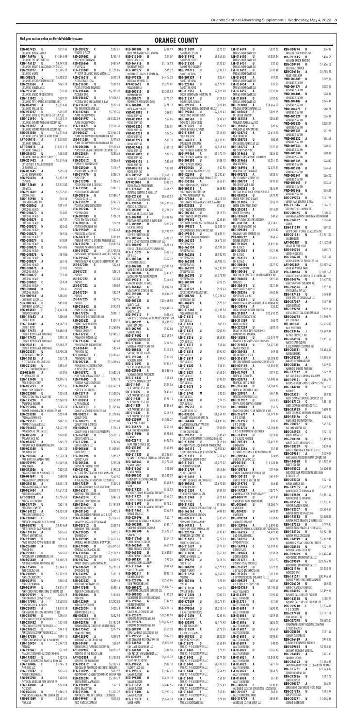Find your notices online at: FloridaPublicNotices.com

# ORANGE COUNTY

REG-007425 U $310.46
ORLANDO DENTAL GROUP
REG-176976 U $11,446.49
ORLANDO DENTAL GROUP
REG-146127 U $4,749.33
ORLANDO HEART & VASCULAR CENTER LLC
REG-208977 A $1,205.37
ORLANDO HEART & VASCULAR CENTER LLC
HTL-000273 A $6,103.21
ORLANDO METROPOLITAN RESORT
REG-208364 A $165.73
ORLANDO MULLERIA LLC
REG-205150 U $20.38
ORLANDO MUSIC PRODUCTIONS
REG-151802 U $458.91
ORLANDO ORTHOPAEDIC ASSOCIATES INC
REG-024990 U $1,614.41
ORLANDO SHOES INC
REG-204237 U $955.07
ORLANDO SPINE & WELLNESS CENTER PLLC
REG-129934 U $1,054.11
ORLANDO SPORTS MEDICINE GROUP INC
REG-213877 A $498.22
ORLANDO SPORTS MEDICINE GROUP INC
REG-212030 U $5,113.48
ORLANDO SUPER CENTER AUTO BODY
APT-000413 U $14,278.01
ORLANDO TERRACE I
APT-000414 U $10,831.15
ORLANDO TERRACE II
REG-216012 U $553.82
ORLANDO VAPE & SMOKE SHOP LLC
REG-201442 A $1,219.66
ORTHOPEDIC & NEUROSURGERY OF FLORIDA LLC
REG-033665 A $255.68
OSHKOSH B GOSH
REG-220474 A $1,172.39
OSPREE
REG-173660 A $2,912.82
OU MEDIA
REG-201462 U $1,837.45
OUDOM THAI
REG-140948 U $40.48
OUR VITAL LIFE INC
VND-080062 A $491.47
OUTCOME HEALTH
VND-080070 P $24.85
OUTCOME HEALTH
VND-080071 E $57.57
OUTCOME HEALTH
VND-080316 U $0.16
OUTCOME HEALTH
VND-080072 N $26.42
OUTCOME HEALTH
VND-080073 F $69.56
OUTCOME HEALTH
VND-080074 U $78.89
OUTCOME HEALTH
VND-080075 U $216.06
OUTCOME HEALTH
VND-080076 U $84.05
OUTCOME HEALTH
VND-080077 U $62.45
OUTCOME HEALTH
VND-080078 A $20.01
OUTCOME HEALTH
VND-080079 A $93.43
OUTCOME HEALTH
VND-080080 C $24.69
OUTCOME HEALTH
VND-080081 B $89.36
OUTCOME HEALTH
VND-080090 L $186.01
OUTFRONT MEDIA LLC
VND-001145 U $453.88
OUTFRONT MEDIA LLC
REG-014822 P $13,949.34
OUTWARD GROUP
REG-176642 A $605.04
OWN IT NOW
REG-176642 A $3,247.58
OWN IT NOW
REG-177473 U $3,488.54
OWN IT NOW LEASE PURCHASE
REG-177473 A $490.13
OWN IT NOW LEASE PURCHASE
REG-206341 U $2,684.77
OWN IT NOW LEASE PURCHASE
REG-202381 U $3,705.36
OXXO CARE CLEANERS
REG-158135 U $177.73
P C C MEDICAL HOLDINGS LLC
REG-221245 U $493.67
P C D G CONSTRUCTION LLC
REG-015460 U $73.95
P LAND ASSET LLC
REG-183040 U $3,396.15
PACK FOUR & CORP
REG-025253 D $777.36
PALACE DRY CLEANERS
REG-203208 U $126.33
PALAZZO DAY SPA & NAILS INC
REG-175202 U $1,269.82
PALISADES RESORT
REG-205204 B $665.32
PALLADIAN ORTHOPEDIC & WELLNESS LLC
REG-208288 A $124.44
PALOMA COFFEE CO
REG-219511 L $372.36
PAMMIE'S SAMMIES LLC
REG-216833 A $4,021.97
PANADERIA EL CAFETAL LLC
REG-205458 U $978.81
PANAMA JACK INC
REG-094237 U $145.70
PANAMA JACK INTERNATIONAL INC
REG-023340 U $341.22
PANDEMIC LLC
REG-220366 U $1,570.74
PARADOR PALM BEACH
REG-209995 U $1,549.46
PARK LANE CLINIC
REG-213036 U $329.52
PARKSIDE DRAFT & LOUNGE LLC
REG-094691 U $580.88
PARAMOUNT PLANNING INC
REG-216188 A $4,541.76
PARAMOUNT URGENT CARE
REG-025404 A $1,512.12
PARKMAN HEALTH & WELLNESS CORP
APT-000221 U $1,756.50
PARK AT COLLINGTON
REG-217129 U $531.14
PARKWAY CLEANERS
REG-164122 A $4,133.39
PARKWAY CLEANERS
REG-021840 A $550.26
PARTNERS PHARMACY OF FLORIDA LLC
REG-030798 A $3,474.64
PAT'S EXPRESS CAR WASH INC
REG-189134 A $376.65
PATIENT ANESTHESIA INC
REG-219009 P $818.68
PAWS AROUND TOWN MOBILE VET
REG-206080 A $193.25
PAYCOR INC
REG-209621 U $126.60
PEACOCK CHIC
REG-025830 A $3,302.78
PEDIATRIC DENTAL ASSOCIATES
REG-185494 U $1,144.15
PEPPERONI BREAD
REG-210969 A $1,179.55
PERFECT GIRLS INC
REG-025915 A $245.42
PERFECT PRINTING
REG-025919 U $3,315.17
PERFECTION ARCHITECTURAL SYSTEMS LLC
REG-209749 A $220.74
PERFORMANCE CORVETTES LLC
REG-177095 A $20.00
PERSONAL CARE SERVICES
REG-220923 P $4,810.19
PERSONAL HEALTHCARE
REG-218790 A $296.51
PERSONAL RECOVERY NETWORK LLC
REG-218432 P $471.88
PERSONAL RECOVERY NETWORK LLC
REG-218617 A $43.15
PERSONAL RECOVERY NETWORK LLC
REG-213160 A $196.89
PETERSENDEAN ROOFING & SOLAR
REG-130860 U $2,000.00
PEX GROUP
REG-212861 U $1,474.73
PFS GROUP LLC
REG-021862 A $261.00
PHALANX STRENGTH & CONDITIONING
REG-175023 U $122.26
PHARMACY PLUS
REG-196048 A $1,211.26
PHILLIPS AUTOMOTIVE PAINT & BODY LLC
REG-196048 A $3,756.16
PHO BAL LLC
REG-199747 U $246.60
PHOENIX RISING LLC
REG-206798 U $430.70
PHYSICAL MEDICINE PAIN CENTER INC
REG-168968 U $121.00
PIC SOLVE
REG-052413 A $1,306.73
PINE CASTLE ANIMAL CARE CENTER LLC
REG-031099 A $2,633.71
PINNACLE

REG-209627 C $333.61
PINOTTI'S PIZZA
REG-209203 A $755.12
PIO PIO RESTAURANT
REG-026366 U $437.69
PISA PIZZA
REG-122889 U $1,126.86
PIT STOP ORLANDO HAND WASH LLC
REG-216018 A $679.34
PIZZA AT LAKE OLA
REG-216001 U $230.51
PIZZA AT POINTE ORLANDO
REG-026446 U $5,731.28
PIZZERIA UNO
REG-026447 U $7,006.56
PIZZERIA UNO RESTAURANT & BAR
REG-216031 U $532.39
PJS TIRE WHOLESALE LLC
REG-102683 U $5,739.36
PLANET HOLLYWOOD
REG-084797 L $84,322.59
PLANET HOLLYWOOD INC
REG-126471 A $7,568.39
PLANET HOLLYWOOD
REG-006267 L $23,966.34
PLANET HOLLYWOOD MEMORABILIA INC
LSE-011650 U $738.81
PLANET HOLLYWOOD MEMORABILIA INC
REG-206908 U $9,530.62
PLASTICITY BRAIN CENTER OF ORLANDO LLC
REG-220584 E $235.61
PLATINUM 269
REG-202316 A $826.61
PLAYOFFS BARBERSHOP
REG-220060 U $118.47
POCAHONTAS SALON LLC
REG-214770 U $326.71
POKESTOP
REG-212090 U $126.60
POLISH NAIL BAR & SPA LLC
REG-219581 A $392.16
POLLO LOAN RESTAURANT
REG-208816 U $2,988.77
POLLOS GOLD LLC
REG-219579 U $737.75
POLLO CHICKEN RESTAURANT
REG-219527 A $14,730.53
POLLO TROPICAL
REG-197067 U $767.10
POP PARLOUR
REG-209683 U $126.33
POSH BAY SPA & NAILS
REG-208316 U $26.93
POWER COACHLINE INC
REG-199969 U $1,512.68
PRECISION MEDIA INC
REG-187412 E $705.02
PREMIER FAMILY & SPORTS MEDICINE LLC
REG-210970 C $3,833.50
PREMIUM PAINTING SERVICES
REG-219527 A $14,730.53
PRESIDENTE SUPERMARKET & FOOD STORE
REG-195067 U $767.10
PRESSURE PAVING & LAND DEVELOPMENT INC
LSE-017020 E $32.63
PRESTO
LSE-017021 A $38.72
PRESTO
REG-187412 U $32.84
PRESTO
LSE-017023 A $48.02
PRESTO
LSE-017024 U $42.59
PRESTO
LSE-017025 U $32.96
PRESTO
REG-216843 U $942.93
PRIME DENTAL LAB LLC
REG-177224 U $838.11
PRIME LINE DISTRIBUTORS INC
REG-205623 A $104.12
PRIMEFLIGHT AVIATION
REG-202454 U $1,269.05
PRIMIOS CROSSFIT
REG-137252 C $3,940.71
PRISM ONE GROUP LLC
REG-193334 A $40.00
PRO SERVICES ENGINEERING
LSE-016144 U $32.68
PRO VIGIL INC
APT-000376 C $2,686.61
PROMENADE THE
REG-207536 U $11,638.66
PROVIDENCE CONSTRUCTION & DEVELOPMENT CO
REG-187972 U $1,603.73
PURE SKIN DERMATOLOGY LLC
REG-196805 A $292.10
PURELUX NAILS SALON LLC
REG-206755 A $20,367.39
PURESTEP SOLUTIONS
REG-127719 A $1,329.35
PUTTING EDGE
APT-000334 U $2,369.02
Q AT MAITLAND
REG-161013 U $1,355.06
QUALITY ASSURED SERVICES INC
HTL-000281 M $1,376.86
QUALITY INN
REG-188523 U $7,929.68
QUALITY INN & SUITES
REG-147821 U $1,378.78
QUALITY INN & SUITES DOWNTOWN
REG-163742 U $2,430.16
QUEST CHEFS LLC
REG-119904 U $787.06
QUEST CHEFS LLC
REG-008686 A $1,008.01
QUICK FUEL LLC
REG-206098 U $395.47
QUICKLY CARE
REG-205336 U $735.30
QUISQUEYA TRADING CORP
REG-121723 U $198.23
R C LAST RESTORATION & CLEANING INC
REG-205426 U $227.55
R & R MEDICAL CENTERS OF FLORIDA LLC
REG-173129 A $120.28
R TEAM AUTOBODY & COLLISION INC
REG-162311 U $8,815.90
RACETRAC PETROLEUM INC
REG-162314 C $347.71
RACETRAC PETROLEUM INC
REG-120765 U $1,141.89
RACK ROOM SHOES
REG-201645 A $492.76
RAE LAFAYETTE PERMANENT MAKEUP
REG-176460 A $1,550.40
RAGAZZI'S PIZZA & RESTAURANT
REG-027512 U $228.96
RAINBOW TRAIL LAUNDRY
REG-220085 A $406.10
RAINFOREST CAFE
REG-175762 A $277.90
RELAX THE BACK
REG-138593 U $5,014.32
RELEVANT MEDIA GROUP INC
REG-104401 U $73.33
RENAISSANCE PLANNING GROUP INC
REG-208010 U $18.08
RESERVE AT THE BEACHLINE
REG-200301 A $49.94
RESERVE AT RIDGEWOOD
REG-205412 A $2,360.08
RESOLUTIONS ADVANCED ESTHETIC THERAPY
REG-210295 U $482.47
RESPIRATORY & SLEEP DISORDERS CENTER PLLC
REG-028034 A $15,161.71
RETAIL PERFORMANCE RESTAURANT
REG-220492 U $2,924.15
REVEL REALTY LLC
REG-213450 U $1,315.73
REVITALIZE CLINIC OF FLORIDA LLC
REG-199701 U $515.23
RICO FOODS COMPANY

REG-209306 D $706.99
RICO PAN BAKERY CAFE APOPKA
REG-217240 U $21.07
RIDE FOUR U LLC
REG-164516 U $1,116.93
RIGHTWAY FOODS
REG-206677 U $35.22
RIOBRAVO HEALTH & REHAB PA
REG-193926 U $4,417.28
ROCK DA APPAREL CO
APT-000652 U $1,371.01
ROLLING HILLS
REG-203510 U $3,309.52
ROMACORP INC
REG-088071 U $779.37
ROMANO'S MACARONI GRILL
REG-188404 U $478.19
ROSEMARY LAW LLC
VND-001898 U $36.81
ROYAL CUPPING
VND-001903 U $57.86
ROYAL CUPPING
VND-008230 M $37.81
ROYAL CUPPING
VND-007271 N $33.10
ROYAL CUPPING
VND-007463 U $105.18
ROYAL CUPPING
VND-005098 U $90.25
ROYAL CUPPING
VND-001512 U $30.60
ROYAL CUPPING
VND-005103 U $32.08
ROYAL CUPPING
REG-209559 D $3,669.13
ROYAL PALMS MARKET & RESORT APOPKA LLC
APT-000068 U $332.72
ROYAL PLACE APARTMENTS
REG-174169 A $358.57
RUMMEL KLEPPER & KAHL LLP
REG-221557 P $8,663.52
RUSSELLS ON MARKET
REG-192746 A $91,789.36
RUSSO & SONS LLC
REG-203109 U $7,725.26
RUSTEAK AT COLLEGE PARK
REG-187408 A $1,436.06
RUSTEAK RESTAURANT & WINE BAR
REG-209805 D $397.78
S C R CLEANERS
REG-098303 U $1,990.97
S H W SOFTWARE INC
REG-209966 U $380.37
S M C CONSTRUCTION SOLUTIONS LLC
REG-208890 F $628.44
S N S CLEANERS EXCLUSIVE SALON INC
REG-215023 A $302.75
S P F LLC
REG-201538 N $357.22
S Q V MEDICAL LLC
REG-107606 U $3,501.53
SAAB DEFENSE & SECURITY USA LLC
REG-203384 A $243.67
SADDLE UP & AMERICAN BAR
REG-193914 A $316.43
SAIGON NOODLE & GRILL
REG-166463 A $1,007.38
SAM SERVICE STATION INC
REG-029208 U $6,884.29
SAM'S CLUB
REG-101225 U $20,458.90
SAM'S CLUB
REG-101227 U $24,447.20
SAM'S CLUB
REG-191217 F $401.40
SAN JESUS ORIGINAL MEXICAN RESTAURANT LLC
REG-205895 A $1,288.56
SANCTUM CAFE
REG-207701 U $982.04
SANDRO NAILS
REG-219602 L $2,251.59
SANFORD DESIGNS LLC
REG-218083 U $727.56
SANFORD SMILE SPA
REG-208956 U $117.23
SAZONS BUFFET & GRILL
REG-221584 U $133.70
SCALETTA CORP
REG-210293 U $483.47
SCF RC FUNDING IV LLC
REG-029548 A $6,989.45
SCHWAB OFFICE PRODUCTS
REG-218437 U $51.83
SCOTTY CRANMER CORP
LSE-014441 A $124.56
SCR PROPERTIES 1 LLC
LSE-014927 U $643.41
SCR PROPERTIES 1 LLC
LSE-014928 U $197.15
SCR PROPERTIES 1 LLC
LSE-014929 U $126.23
SCR PROPERTIES 1 LLC
LSE-014930 C $216.93
SCR PROPERTIES 1 LLC
REG-220909 L $4,308.27
SEA & SHORELINE
REG-156779 U $263.48
SEA THAI RESTAURANT
REG-219606 U $591.84
SEARS HOLDINGS
REG-029712 U $422.96
SEAY TREE SERVICE INC
REG-221401 U $463.04
SEDAN INC
REG-211335 U $1,049.81
SEDAN ETHIOPIAN & ERITREAN CUISINE LLC
REG-185963 U $3,377.20
SENIOR PANDA
REG-216167 U $21.08
SENIOR PANDA
REG-207055 U $1,008.24
SERENDIPITY LOVING CARE LLC
REG-205381 F $263.89
SERIE
REG-217220 U $212.32
SERENITY SENIOR BIOMEDICAL THERAPY
REG-217321 U $959.32
SERENITY SENIOR BIOMEDICAL THERAPY
REG-216895 U $579.21
SERENITY SENIOR BIOMEDICAL THERAPY
REG-214963 A $362.58
SHAKE SHAK LLC
REG-102308 U $585.17
SHAPE INSURANCE GROUP
REG-207208 A $1,622.77
SHARKS GOLF
REG-117468 U $564.12
SHELL SERVICE STATION
REG-162160 A $561.99
SHELL SERVICE STATION
REG-161983 U $1,649.81
SHELL SERVICE STATION
REG-201151 A $93.26
SHINING STAR ACADEMY
REG-212564 U $808.63
SHOPPES AT ANDOVER
REG-203311 A $845.10
SHOW ME MEDIA LLC
REG-219956 U $2,560.05
SIAM ORCHID
REG-209972 U $426.74
SIERRA TECHNOLOGIES INC
REG-221535 U $635.23
SIGNATURE LOUNGE LLC
REG-028043 A $1,426.46
SIMPLY GOOD MEALS & SNACKS INC
REG-218537 U $27.96
SIN CHIANG CAFE
REG-166113 U $2,302.77
SKIN TOOLS STUDIO LLC
REG-140981 U $94.84
SKY GROUP MANAGEMENT LLC
REG-156785 U $104.68
SKY LIMIT EQUIPMENT LLC
REG-208037 U $370.05
SKY TOUR HELICOPTERS LLC
REG-168974 A $93.63
SLEEP INN & SUITES
REG-136951 U $41.69
SLEEPY FOX LLC
REG-156752 U $2,014.58
SMART HOME DESIGN LLC
REG-136474 U $206.65
SMARTPHONE REPAIR
REG-198905 U $3,614.15
SMASHBURGER
REG-218654 U $1,034.32
SMASHBURGER
REG-210460 U $262.21
SMASHBURGER
REG-208912 U $262.21
SMILE DENTAL CLINIC
REG-202848 U $7,103.76
SMILE HOME

REG-216897 U $225.22
SMILEDIRECTCLUB
REG-219942 F $5,857.35
SMILES OF OCOEE
REG-216553 U $122.52
SMOKE PROS GALLERY
REG-198713 A $299.33
SMOOTHIE KING
REG-201339 B $82.41
SMOOTHIE KING
REG-220465 U $2,570.91
SMOOTHIE KING
REG-018951 A $2,826.68
SODO VETERINARY HOSPITAL INC
REG-212517 U $126.33
SOLACE NAIL SPACE
REG-126335 A $207.88
SOLUTIONS BRIDAL DESIGNER HOUSE
REG-197461 U $2,029.63
SOLUTIONS INCLUDED LLC
REG-186563 U $699.62
SORENTO'S LATIN GRILL
REG-219620 U $552.39
SONIC RENTALS & SALES
REG-218809 E $318.40
SOUL FUEL INC
REG-147613 A $1,226.01
SOUNDBAR SCREAMS
REG-171897 U $2,318.04
SOUTH BEACH TANNING CO
REG-197464 U $1,170.19
SOUTH BEACH TANNING CO
REG-209303 U $106.13
SOUTH PAULEY STEAKS
APT-000426 U $40.96
SOUTH PARK APARTMENTS
REG-122848 U $2,280.61
SOUTHERN AUTOMOTIVE FINANCE CO
REG-158286 A $252.61
SOUTHERN NIGHTS THEATRE
REG-201218 A $669.98
SOUTHWEST ANESTHESIA & PAIN MANAGEMENT PA
REG-175864 U $1,711.78
SOUTHWEST MIAMI ELIZABETH ELEMENTARY SCHOOL
REG-031088 U $165.61
SOUTHWOOD NURSERIES
REG-102162 U $815.75
SOUTHWOOD LANDSCAPING
REG-198542 A $255.65
SPECIALTY SOLUTIONS SOUTHEAST INC
REG-199873 A $2,008.19
SPEEDWAY OUTLET LLC
REG-195410 U $9,689.11
SPEEDPRO IMAGING ORLANDO
REG-162133 A $6,672.79
SPEEDWAY LLC
REG-162134 U $5,581.50
SPEEDWAY LLC
REG-162286 C $9,880.90
SPEEDWAY LLC
REG-162288 U $7,902.15
SPEEDWAY LLC
REG-162291 U $7,230.09
SPEEDWAY LLC
REG-162298 U $7,575.98
SPEEDWAY LLC
REG-201309 U $722.25
SPIRITO
REG-031271 A $521.63
SPORTSTOWN BILLIARDS INC
REG-008780 A $10,324.32
SPRAGUE CO
REG-182425 A $575.50
SPRINT INC
REG-213385 U $9,236.54
SQUAREDTRADE INC
LSE-016214 E $20.35
SSB AND SONS LLC
LSE-016214 U $85.93
SSB SOLE LLC
LSE-016215 U $203.55
SSP SUB LLC
LSE-016216 U $867.85
SSP SUB LLC
LSE-016217 U $51.66
SSP SUB LLC
LSE-016218 U $190.42
SSP SUB LLC
LSE-016219 U $34.42
SSP SUB LLC
LSE-016220 U $58.31
SSP SUB LLC
LSE-016221 U $169.24
SSP SUB LLC
LSE-016222 U $142.08
SSP SUB LLC
LSE-016223 U $200.55
SSP SUB LLC
LSE-016475 U $541.58
SSP SUB LLC
REG-216406 U $1,184.84
STACHOLS ACADEMY INC
REG-000746 U $1,043.00
STAR BENDERS ACADEMY INC
REG-216231 U $20.56
STEAK ON FIRE LLC
REG-216906 U $0.96
STEEDA STRONG LLC
REG-191529 U $148.69
STEELE ENVIRONMENTAL SERVICES CORP
REG-216096 U $818.64
STERLING TITLE INC
REG-165112 A $2,953.62
STONE FURNITURE MANUFACTURING INC
REG-218212 U $217.62
STONEHEDGE PEDIATRIC DENTISTRY PA
REG-219651 U $1,303.57
STREET DAY PRACTICE
REG-212709 U $515.86
STUDIO 65
REG-219609 A $453.86
STUDIO XL
REG-124493 U $1,492.38
SUBWAY
REG-207642 A $2,196.26
SUBWAY
REG-212264 U $187.78
SUBWAY
REG-118336 A $12,890.06
SUBWAY
REG-121451 U $389.11
SUBWAY
REG-154917 U $4,134.28
SUBWAY
REG-220734 U $125.47
SUBWAY
REG-218851 U $272.23
SUBWAY
REG-216082 U $13.73
SUBWAY
REG-187452 U $369.58
SUBWAY
REG-216564 U $3,575.93
SUBWAY
REG-213750 U $262.51
SUBWAY
REG-181346 U $89.48
SUBWAY
REG-218643 U $13.20
SUBWAY
REG-206690 U $3,575.93
SUBWAY
REG-213733 U $47.36
SUBWAY
REG-117426 U $2,033.86
SUBWAY
REG-170039 U $172.68
SUBWAY
REG-990068 U $1,214.28
SUBWAY
REG-213506 U $246.86
SUBWAY
REG-216541 U $13.26
SUBWAY
REG-164450 U $26.68
SUBWAY
REG-216450 U $13.80
SUBWAY
REG-218618 U $141.81
SUBWAY

LSE-016449 U $332.22
TAR MS BORROWER LLC
LSE-016450 U $1,052.24
TAR MS BORROWER LLC
LSE-016451 U $32.63
TAR MS BORROWER LLC
LSE-016452 U $120.48
TAR MS BORROWER LLC
LSE-016453 A $97.05
TAR MS BORROWER LLC
LSE-016454 A $35.53
TAR MS BORROWER LLC
LSE-016455 A $137.84
TAR MS BORROWER LLC
LSE-016074 D $192.37
TAR MS BORROWER LLC
REG-210040 A $14,666.03
TAILGATE SPORTS GAMING LLC
REG-007078 F $609.25
TAJ MAHAL STAR INC
REG-181548 A $255.43
TAQUERIA MARIA ALBERTO
REG-193465 F $20.37
TAQUERIA EL MICHOACANO INC
REG-024745 U $2,612.90
TASTE OF FOOD
REG-205738 U $60.55
TEACHERS PAY TEACHERS
REG-217995 U $137.59
TEE SHIRT SHOP INC
REG-216463 U $526.30
TEHENGE'S RESTAURANT & BAKERY
REG-219465 U $2,251.23
TENACITY KITCHEN
REG-208116 U $2,537.91
THAI EXPRESS
REG-092752 U $333.17
THE CULINARY SOURCE LLC
REG-200759 C $410.60
THE DIVE PLACE II LLC
REG-201004 U $576.95
THE TAVERN AT ROCK SPRINGS RIDGE
REG-081804 U $429.95
THREE POINT FOOD MART
REG-213806 U $553.10
THREE SIXTY NAIL SHOP
REG-213004 U $715.09
THREE TEN NAILS
REG-201998 A $40.63
TIFFANY'S NEW ORLEANS KITCHEN
REG-033158 U $1,214.23
TIME'S
REG-200310 U $6,502.42
TIJUANA FLATS BURRITO CO
PEX-000272 A $868.63
TIMBER SOUND
REG-212429 U $1,891.34
TIN & TACO
REG-212861 U $605.21
TIN & TACO
REG-212191 U $135.23
TIN & TACO
REG-208410 U $327.92
TIPSY SALONAR
REG-200096 U $226.59
TIRE SUPER CENTER OF WINTER GARDEN INC
REG-206050 U $491.64
TOASTED
REG-205427 U $321.36
TOBACCO AUTO SHOP INC
REG-203376 U $462.46
TOP CELLS U S A INC
REG-110371 U $431.82
TORTILLERIA & RESTAURANTE LA MEXICANA INC
REG-139576 U $33.32
TOUCHSTONE BEAUTY HEALTH CARE PA
REG-218887 A $25,610.25
TOURS CUDDEN'S INC
REG-211389 U $65.73
TOYS COLLEGE
REG-221259 U $53.77
TRANS OCEANIC LIFE INSURANCE COMPANY OF AMERICA
REG-183063 U $1,374.79
TRANSBAY BUSINESS SOLUTIONS INC
REG-219854 U $4,271.49
TRAVEL TRAILERS
REG-205488 U $69.28
TREND TRAVEL U S A
REG-216197 L $1,798.40
TRI STAR AIRPORT HANDLING SERVICES CO
REG-221159 A $2,510.09
TRIAD EXTREMITIES LLC
REG-216250 U $719.42
TROPICAL CLEANERS
REG-211953 A $7,940.56
TROPICAL HAT & FRUIT
REG-211148 U $1,144.21
TROPICAL SMOOTHIE CAFE
REG-220907 U $467.86
TRUSTED SURGICAL INC
REG-221087 U $126.33
TUFFY AUTO SERVICE CENTER
REG-208040 U $56.72
TWO THOUSAND FOUR PARTNERS II LLC
REG-196756 U $1,779.34
U P S STORE
REG-213571 U $1,394.70
U P S STORE
REG-211876 A $1,184.84
U S CORPORATION SOUTHERN
REG-198299 U $259.02
U S A AUTO FINANCE
REG-202119 U $7,497.99
UBREAKIFIX
REG-218235 U $57.85
UNIQUE WELDING & REMODELING INC
REG-209516 U $324.05
UNIVERSAL DESIGNS LLC
APT-000145 U $16,728.86
VALLEY FORGE
REG-189783 U $719.06
UPSCALE DIAMOND BOUTIQUE LLC
REG-158162 U $614.04
URBAN BOUTIQUE LLC
REG-219760 U $65.55
URBAN NICHE LLC
REG-218164 U $187.78
UROLOGY SPECIALISTS OF FLORIDA LLC
REG-215224 U $187.78
UTEPS LLC
REG-189755 U $472.53
VALENTINE CHIROPRACTIC LLC
REG-215064 U $32.75
VALLEY LIONS CLUB
REG-202181 U $1,281.50
VANDERHOLE PA
APT-000719 U $6,479.41
VANTAGE POINT APARTMENTS
REG-203086 U $1,009.76
VAPOR HAVEN II
REG-163066 U $7,129.60
VALERE GARDENS
REG-131432 A $1,043.48
VARSITY TUTORS LLC
LSE-016449 U $8,260.74
VENETIAN VILLA
UTL-004033 U $343.35
VENUS NAILS
REG-112891 U $22.23
VERSAILLES MARBLE
REG-125906 A $12,893.44
VERSAILLES MARBLE
REG-163241 U $4,492.49
VERVE PERSONAL TRAINING
REG-199761 U $1,146.71
VICTORIA'S SECRET
REG-181236 A $630.76
VIETNAM ROYAL
REG-169915 L $2,394.37
VIKING NEEDLES
REG-208344 A $132.90
VINE WINE BAR
REG-189424 U $158.54
VIP LOCAL SPA
REG-211255 U $1,911.30
VIP BEAUTY SUPPLY
REG-211258 U $124.52
VIP ELECTRONICS
REG-216232 U $222.51
VIP DIALYSIS CENTERS LLC
REG-208950 U $2,018.42
VIRAL RECORDS INC
REG-180930 U $1,188.31
VIVEK & VICTORIA
REG-217053 U $1,120.96
VIVID DENTAL PA

REG-008774 B $36.42
WANSON ENTERPRISES INC
REG-221415 U $498.55
WAREHOUSE TRUCK PARTS
REG-208488 U $1,656.12
WELLNESS CENTER
REG-216166 A $1,785.25
VELVET NAIL BAR
VND-003889 A $179.99
VENDING STATION
VND-004174 U $232.23
VENDING STATION
VND-004406 U $98.37
VENDING STATION
VND-004407 U $274.44
VENDING STATION
VND-004971 U $48.05
VENDING STATION
VND-005229 P $36.89
VENDING STATION
VND-005230 U $225.31
VENDING STATION
VND-005231 A $41.98
VENDING STATION
VND-005232 A $96.61
VENDING STATION
VND-005233 U $20.50
VENDING STATION
VND-005234 U $70.38
VENDING STATION
VND-005235 N $26.80
VENDING STATION
VND-005236 K $24.66
VENDING STATION
VND-005237 M $26.22
VENDING STATION
VND-005233 U $133.63
VENDING STATION
VND-005246 U $34.13
VENDING STATION
REG-219703 A $121.98
VENUS NAIL LOUNGE & SPA
REG-191346 U $196.73
VERTICAL & LINKPLAN PA
REG-220375 A $120.53
VERANDA EASTERN ORLANDO RESTAURANT
REG-204102 B $164.49
VERDE
REG-191349 U $39.30
VESPER CRAFT COFFEE & ALLIES INC
REG-205181 U $1,971.29
VIEWBIGGER
APT-000481 U $1,122.56
VILLAS AT PINE HILLS
REG-214172 A $685.79
VIRGIN HOLIDAYS
REG-034728 U $511.47
VISION BUSINESS PRODUCTS INC
APT-000459 U $2,212.52
VISTA AT WINTER PARK
REG-140084 U $21,077.65
VITAL RECORDS CONTROL OF FLORIDA INC
REG-034776 U $1,609.82
VITAL SIGNS OF ORLANDO INC
REG-216574 A $257.80
VIVE BUBBLE TEA LLC
REG-197433 U $178.81
VIVID SMILES DENTAL LAB LLC
REG-217037 F $137.85
VIVID FITNESS
REG-179788 A $909.14
VUE AT LAKE EOLA CONDOMINIUM
REG-206773 U $1,240.74
VYCLE LOUNGE
HTL-000031 A $6,635.30
W DOWNTOWN
REG-213446 U $9,449.84
W TWO SERVICES INC
REG-034900 U $2,951.60
WACO SCAFFOLDING & EQUIPMENT COMPANY INC
REG-208511 U $2,686.62
WAFFLEBURGERS
REG-218320 A $1,885.54
WALLS OF ORLANDO LLC
REG-208516 A $609.00
WARRIOR SPORTS PARK LLC
REG-177962 U $122.26
WE LOVE KIDS LEARNING ACADEMY
REG-109191 U $466.78
WEEKS & WEEKS WASTE SERVICES INC
REG-144370 U $147.60
WENDY'S
REG-205281 U $63.09
WEST ORANGE DIALYSIS SERVICES LLC
REG-137103 C $811.43
WEST ORANGE PEDIATRIC LLC
REG-215963 A $680.33
WEST ORLANDO PHYSICAL MEDICINE
REG-193476 A $525.82
WEST SIDE CHIROPRACTIC LLC
REG-220057 U $657.00
WESTSIDE AUTO LLC
REG-215922 U $121.19
WHEEL KING LLC
REG-210300 U $1,419.37
WHITE OAKS LANDSCAPE LLC
REG-128289 A $308.69
WHOLE HEALTH ALTERNATIVES LLC
REG-209484 U $139.01
WHOLESALE WEDDING CHAIR COVERS INC
REG-184690 U $11,282.51
WILEY TOU LLC
REG-018007 A $6,201.66
WILSON ELSER MOSKOWITZ EDELMAN & DICKER LLP
REG-213208 U $121.53
WINEY WENCH LLC
REG-142105 A $1,687.21
WINGHOUSE OF ORLANDO LLC
REG-112860 U $1,861.52
WINGHOUSE OF ORLANDO
REG-035524 E $2,291.33
WINTER GARDEN BOWL
REG-162307 U $1,364.33
WINTER PARK BUSINESS INC
REG-173513 A $1,235.45
WINTER PARK DERMATOLOGY & MOHS
REG-137363 E $749.80
WINTER PARK HEALTH & FITNESS LLC
REG-185106 A $5,821.36
WONDERSHOPPING HOLDING COMPANY & SUBSIDIARIES
REG-208840 F $171.57
WOODY'S BAR-B-Q
REG-118919 A $1,392.46
WOMAN'S HEALTH SURGICAL CENTER
REG-169215 L $2,194.37
WOODERLANDS FOOD INC
REG-189634 U $158.54
WOODLAND ENVIRONMENTAL LLC
REG-209099 U $13,476.41
WOODLAND ENVIRONMENTAL LLC
REG-208095 U $2,221.10
WOODLAND ENVIRONMENTAL LLC
REG-202176 U $1,122.76
WORLDWIDE INC
REG-218591 U $202.91
WORLDWIDE HEALTH & WELLNESS
REG-191541 U $30,945.61
WORLD WESTERN AIRWAYS INC
REG-206300 U $2,081.37
WRIGHT CAPITAL FUND LLC
REG-090975 L $2,413.95
WYLAND GALLERIES OF FLORIDA
REG-207278 U $3,526.70
WYLAND GALLERIES OF FLORIDA
REG-207710 E $1,236.04
X S DIGITAL
REG-216090 U $1,141.11
YALE GROUP INC
REG-202481 A $196.76
YAMATO RESTAURANT
REG-220412 U $526.62
YAMATO RESTAURANT
REG-029832 A $2,962.10
YEARS OF MEMORIES INC
REG-205448 U $1,282.74
YEOH'S LLC
REG-218161 U $267.67
ZENITH LIGHTING INC
REG-221266 U $2,526.34
ZENTHAI BISTRO CORP
REG-216188 U $1,266.66
ZERO EIGHT ONE WOOD FIRED PIZZA
REG-201715 U $15.98
ZIPPY'S LLC
REG-207576 U $1,147.39
ZOMBIE BURGER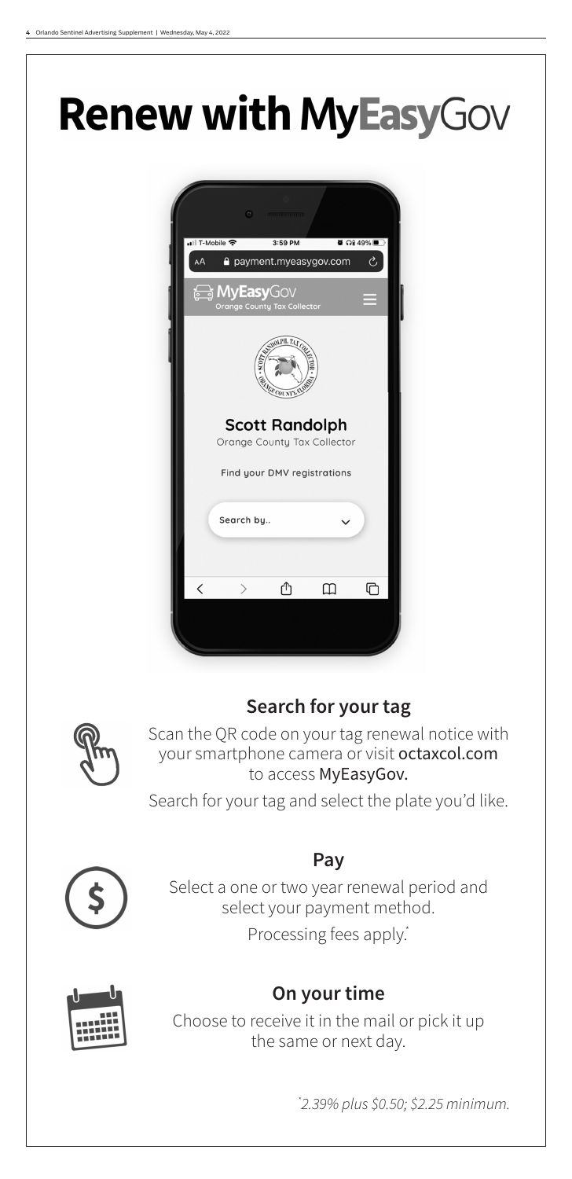# Renew with MyEasyGov

## Search for your tag

Scan the QR code on your tag renewal notice with your smartphone camera or visit **octaxcol.com** to access MyEasyGov.

Search for your tag and select the plate you'd like.

## Pay

Select a one or two year renewal period and select your payment method.

Processing fees apply.*

## On your time

Choose to receive it in the mail or pick it up the same or next day.

*\*2.39% plus $0.50; $2.25 minimum.*